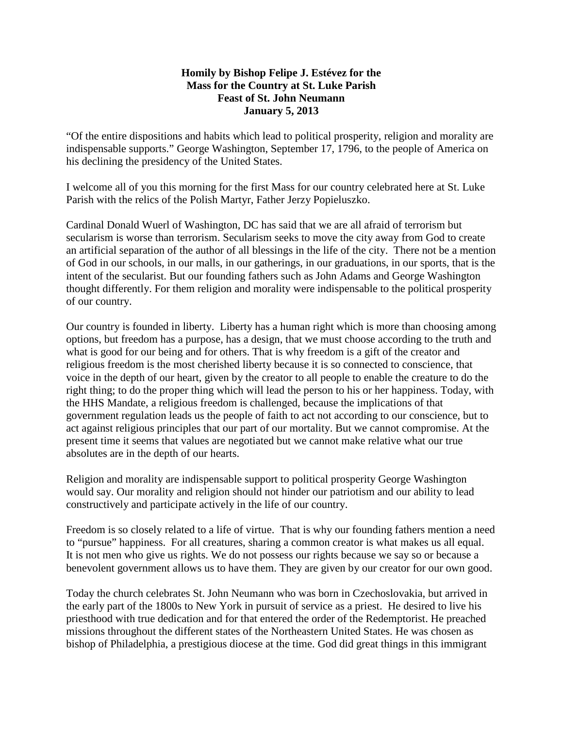**Homily by Bishop Felipe J. Estévez for the**
**Mass for the Country at St. Luke Parish**
**Feast of St. John Neumann**
**January 5, 2013**

"Of the entire dispositions and habits which lead to political prosperity, religion and morality are indispensable supports." George Washington, September 17, 1796, to the people of America on his declining the presidency of the United States.

I welcome all of you this morning for the first Mass for our country celebrated here at St. Luke Parish with the relics of the Polish Martyr, Father Jerzy Popieluszko.

Cardinal Donald Wuerl of Washington, DC has said that we are all afraid of terrorism but secularism is worse than terrorism. Secularism seeks to move the city away from God to create an artificial separation of the author of all blessings in the life of the city. There not be a mention of God in our schools, in our malls, in our gatherings, in our graduations, in our sports, that is the intent of the secularist. But our founding fathers such as John Adams and George Washington thought differently. For them religion and morality were indispensable to the political prosperity of our country.

Our country is founded in liberty. Liberty has a human right which is more than choosing among options, but freedom has a purpose, has a design, that we must choose according to the truth and what is good for our being and for others. That is why freedom is a gift of the creator and religious freedom is the most cherished liberty because it is so connected to conscience, that voice in the depth of our heart, given by the creator to all people to enable the creature to do the right thing; to do the proper thing which will lead the person to his or her happiness. Today, with the HHS Mandate, a religious freedom is challenged, because the implications of that government regulation leads us the people of faith to act not according to our conscience, but to act against religious principles that our part of our mortality. But we cannot compromise. At the present time it seems that values are negotiated but we cannot make relative what our true absolutes are in the depth of our hearts.

Religion and morality are indispensable support to political prosperity George Washington would say. Our morality and religion should not hinder our patriotism and our ability to lead constructively and participate actively in the life of our country.

Freedom is so closely related to a life of virtue. That is why our founding fathers mention a need to "pursue" happiness. For all creatures, sharing a common creator is what makes us all equal. It is not men who give us rights. We do not possess our rights because we say so or because a benevolent government allows us to have them. They are given by our creator for our own good.

Today the church celebrates St. John Neumann who was born in Czechoslovakia, but arrived in the early part of the 1800s to New York in pursuit of service as a priest. He desired to live his priesthood with true dedication and for that entered the order of the Redemptorist. He preached missions throughout the different states of the Northeastern United States. He was chosen as bishop of Philadelphia, a prestigious diocese at the time. God did great things in this immigrant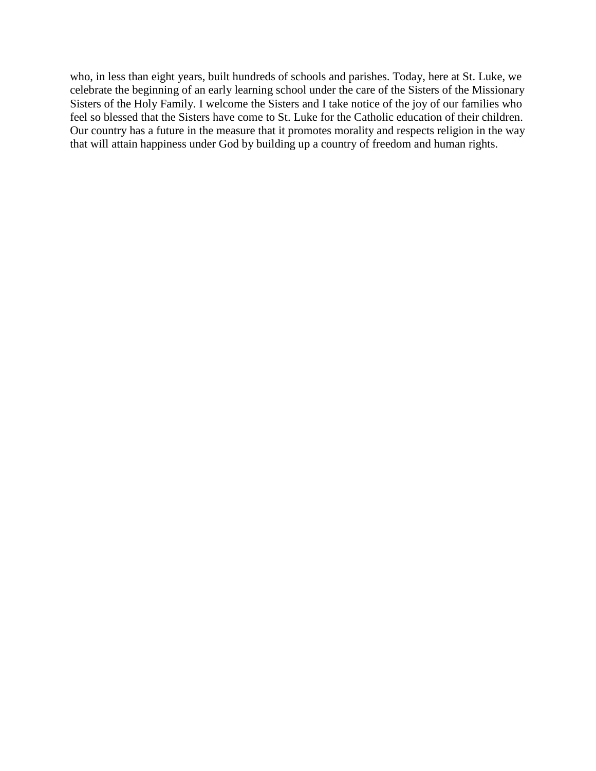who, in less than eight years, built hundreds of schools and parishes. Today, here at St. Luke, we celebrate the beginning of an early learning school under the care of the Sisters of the Missionary Sisters of the Holy Family. I welcome the Sisters and I take notice of the joy of our families who feel so blessed that the Sisters have come to St. Luke for the Catholic education of their children. Our country has a future in the measure that it promotes morality and respects religion in the way that will attain happiness under God by building up a country of freedom and human rights.